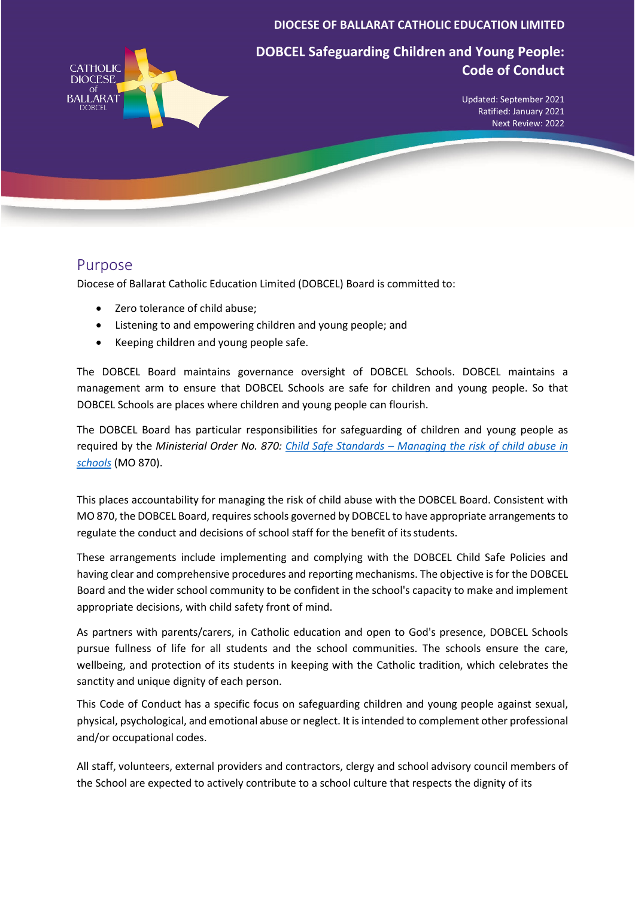DIOCESE OF BALLARAT CATHOLIC EDUCATION LIMITED

# DOBCEL Safeguarding Children and Young People: Code of Conduct

Updated: September 2021
Ratified: January 2021
Next Review: 2022

## Purpose

Diocese of Ballarat Catholic Education Limited (DOBCEL) Board is committed to:

- Zero tolerance of child abuse;
- Listening to and empowering children and young people; and
- Keeping children and young people safe.

The DOBCEL Board maintains governance oversight of DOBCEL Schools. DOBCEL maintains a management arm to ensure that DOBCEL Schools are safe for children and young people. So that DOBCEL Schools are places where children and young people can flourish.

The DOBCEL Board has particular responsibilities for safeguarding of children and young people as required by the *Ministerial Order No. 870:* Child Safe Standards – Managing the risk of child abuse in schools (MO 870).

This places accountability for managing the risk of child abuse with the DOBCEL Board. Consistent with MO 870, the DOBCEL Board, requires schools governed by DOBCEL to have appropriate arrangements to regulate the conduct and decisions of school staff for the benefit of its students.

These arrangements include implementing and complying with the DOBCEL Child Safe Policies and having clear and comprehensive procedures and reporting mechanisms. The objective is for the DOBCEL Board and the wider school community to be confident in the school's capacity to make and implement appropriate decisions, with child safety front of mind.

As partners with parents/carers, in Catholic education and open to God's presence, DOBCEL Schools pursue fullness of life for all students and the school communities. The schools ensure the care, wellbeing, and protection of its students in keeping with the Catholic tradition, which celebrates the sanctity and unique dignity of each person.

This Code of Conduct has a specific focus on safeguarding children and young people against sexual, physical, psychological, and emotional abuse or neglect. It is intended to complement other professional and/or occupational codes.

All staff, volunteers, external providers and contractors, clergy and school advisory council members of the School are expected to actively contribute to a school culture that respects the dignity of its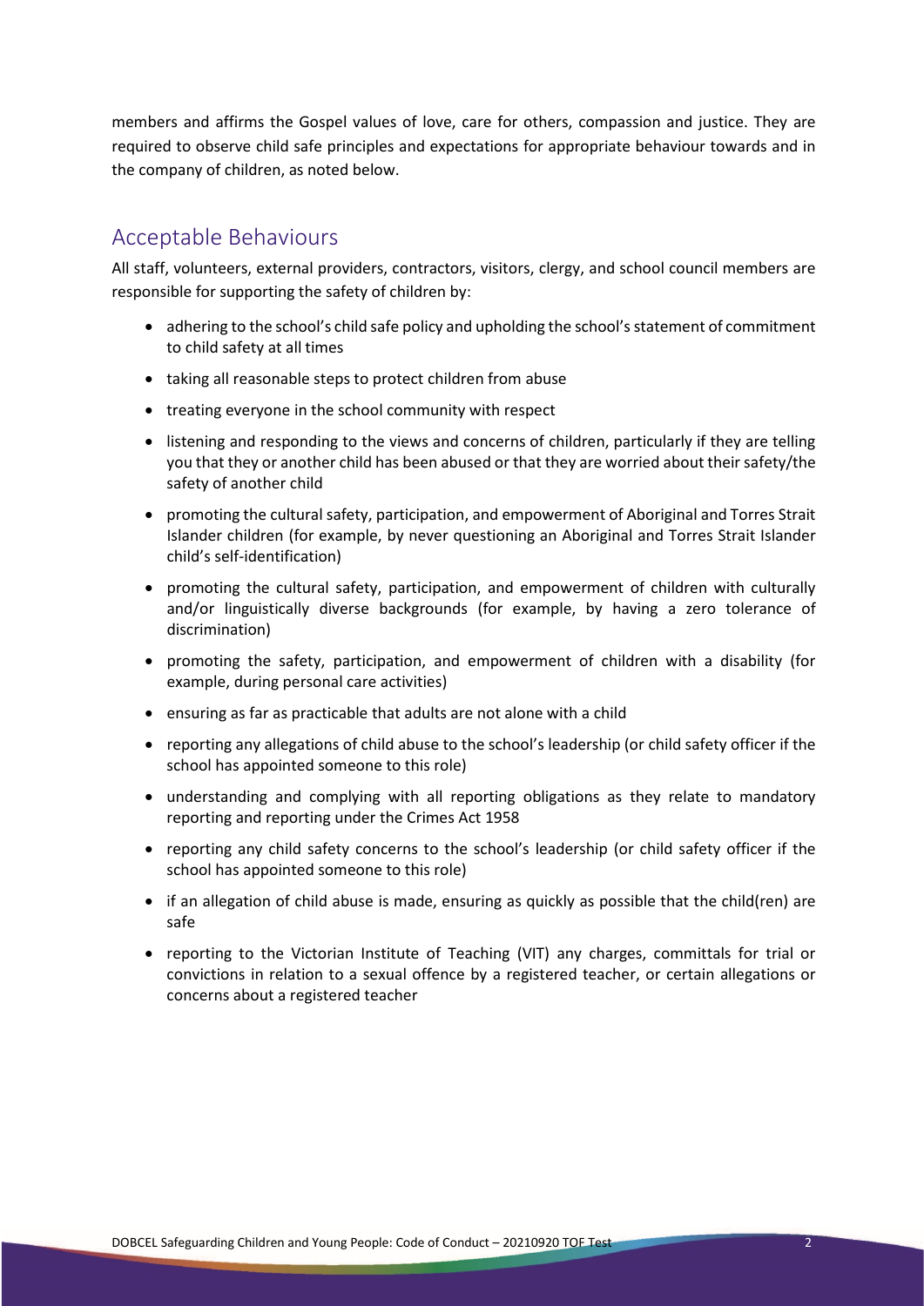members and affirms the Gospel values of love, care for others, compassion and justice. They are required to observe child safe principles and expectations for appropriate behaviour towards and in the company of children, as noted below.

## Acceptable Behaviours

All staff, volunteers, external providers, contractors, visitors, clergy, and school council members are responsible for supporting the safety of children by:

- adhering to the school's child safe policy and upholding the school's statement of commitment to child safety at all times
- taking all reasonable steps to protect children from abuse
- treating everyone in the school community with respect
- listening and responding to the views and concerns of children, particularly if they are telling you that they or another child has been abused or that they are worried about their safety/the safety of another child
- promoting the cultural safety, participation, and empowerment of Aboriginal and Torres Strait Islander children (for example, by never questioning an Aboriginal and Torres Strait Islander child's self-identification)
- promoting the cultural safety, participation, and empowerment of children with culturally and/or linguistically diverse backgrounds (for example, by having a zero tolerance of discrimination)
- promoting the safety, participation, and empowerment of children with a disability (for example, during personal care activities)
- ensuring as far as practicable that adults are not alone with a child
- reporting any allegations of child abuse to the school's leadership (or child safety officer if the school has appointed someone to this role)
- understanding and complying with all reporting obligations as they relate to mandatory reporting and reporting under the Crimes Act 1958
- reporting any child safety concerns to the school's leadership (or child safety officer if the school has appointed someone to this role)
- if an allegation of child abuse is made, ensuring as quickly as possible that the child(ren) are safe
- reporting to the Victorian Institute of Teaching (VIT) any charges, committals for trial or convictions in relation to a sexual offence by a registered teacher, or certain allegations or concerns about a registered teacher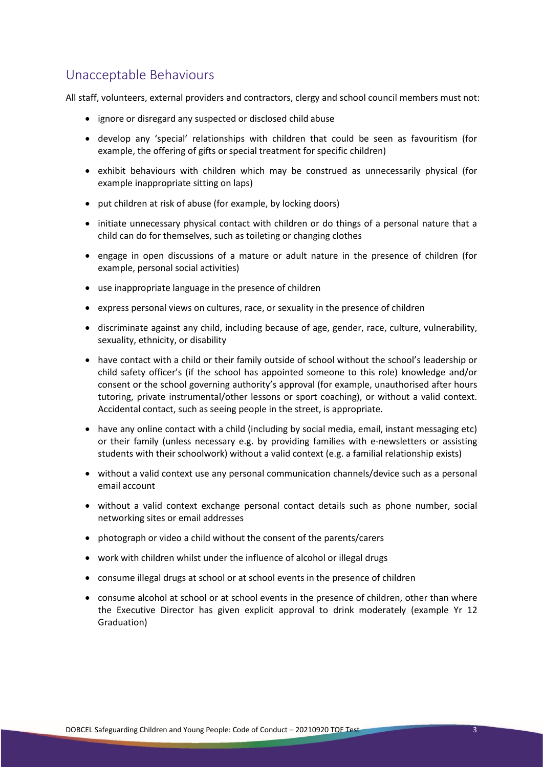## Unacceptable Behaviours

All staff, volunteers, external providers and contractors, clergy and school council members must not:

- ignore or disregard any suspected or disclosed child abuse
- develop any 'special' relationships with children that could be seen as favouritism (for example, the offering of gifts or special treatment for specific children)
- exhibit behaviours with children which may be construed as unnecessarily physical (for example inappropriate sitting on laps)
- put children at risk of abuse (for example, by locking doors)
- initiate unnecessary physical contact with children or do things of a personal nature that a child can do for themselves, such as toileting or changing clothes
- engage in open discussions of a mature or adult nature in the presence of children (for example, personal social activities)
- use inappropriate language in the presence of children
- express personal views on cultures, race, or sexuality in the presence of children
- discriminate against any child, including because of age, gender, race, culture, vulnerability, sexuality, ethnicity, or disability
- have contact with a child or their family outside of school without the school's leadership or child safety officer's (if the school has appointed someone to this role) knowledge and/or consent or the school governing authority's approval (for example, unauthorised after hours tutoring, private instrumental/other lessons or sport coaching), or without a valid context. Accidental contact, such as seeing people in the street, is appropriate.
- have any online contact with a child (including by social media, email, instant messaging etc) or their family (unless necessary e.g. by providing families with e-newsletters or assisting students with their schoolwork) without a valid context (e.g. a familial relationship exists)
- without a valid context use any personal communication channels/device such as a personal email account
- without a valid context exchange personal contact details such as phone number, social networking sites or email addresses
- photograph or video a child without the consent of the parents/carers
- work with children whilst under the influence of alcohol or illegal drugs
- consume illegal drugs at school or at school events in the presence of children
- consume alcohol at school or at school events in the presence of children, other than where the Executive Director has given explicit approval to drink moderately (example Yr 12 Graduation)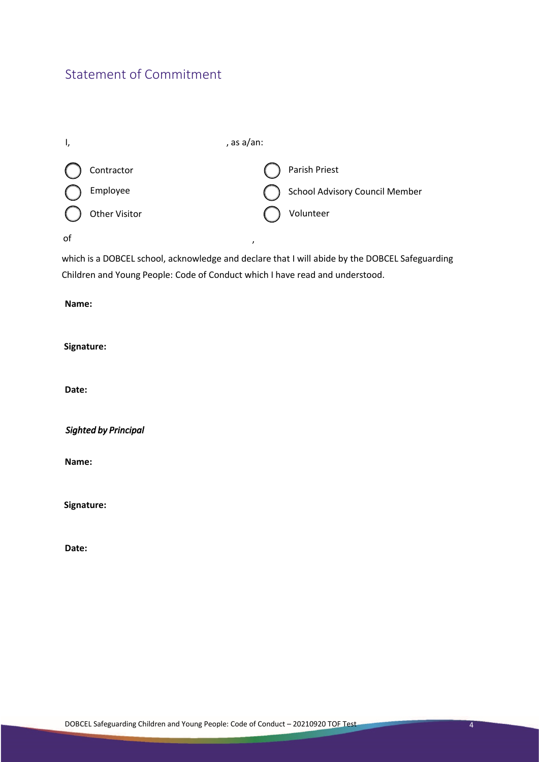## Statement of Commitment

I, , as a/an:

- ◯ Contractor
- ◯ Employee
- ◯ Other Visitor
- ◯ Parish Priest
- ◯ School Advisory Council Member
- ◯ Volunteer

of ,

which is a DOBCEL school, acknowledge and declare that I will abide by the DOBCEL Safeguarding Children and Young People: Code of Conduct which I have read and understood.

**Name:**

**Signature:**

**Date:**

***Sighted by Principal***

**Name:**

**Signature:**

**Date:**